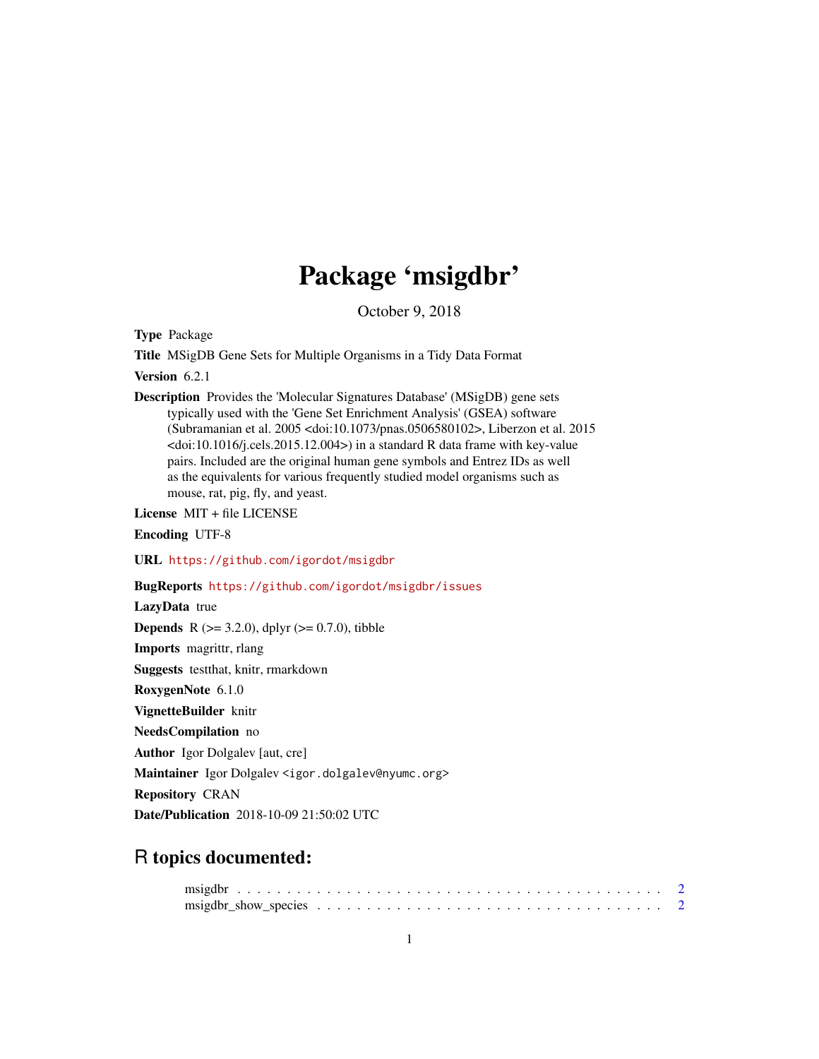# Package 'msigdbr'

October 9, 2018

**Type** Package

**Title** MSigDB Gene Sets for Multiple Organisms in a Tidy Data Format

**Version** 6.2.1

**Description** Provides the 'Molecular Signatures Database' (MSigDB) gene sets typically used with the 'Gene Set Enrichment Analysis' (GSEA) software (Subramanian et al. 2005 <doi:10.1073/pnas.0506580102>, Liberzon et al. 2015 <doi:10.1016/j.cels.2015.12.004>) in a standard R data frame with key-value pairs. Included are the original human gene symbols and Entrez IDs as well as the equivalents for various frequently studied model organisms such as mouse, rat, pig, fly, and yeast.

**License** MIT + file LICENSE

**Encoding** UTF-8

**URL** https://github.com/igordot/msigdbr

**BugReports** https://github.com/igordot/msigdbr/issues

**LazyData** true

**Depends** R (>= 3.2.0), dplyr (>= 0.7.0), tibble

**Imports** magrittr, rlang

**Suggests** testthat, knitr, rmarkdown

**RoxygenNote** 6.1.0

**VignetteBuilder** knitr

**NeedsCompilation** no

**Author** Igor Dolgalev [aut, cre]

**Maintainer** Igor Dolgalev <igor.dolgalev@nyumc.org>

**Repository** CRAN

**Date/Publication** 2018-10-09 21:50:02 UTC

## R topics documented:

msigdbr . . . . . . . . . . . . . . . . . . . . . . . . . . . . . . . . . . . . . . . . . . 2
msigdbr_show_species . . . . . . . . . . . . . . . . . . . . . . . . . . . . . . . . . . . 2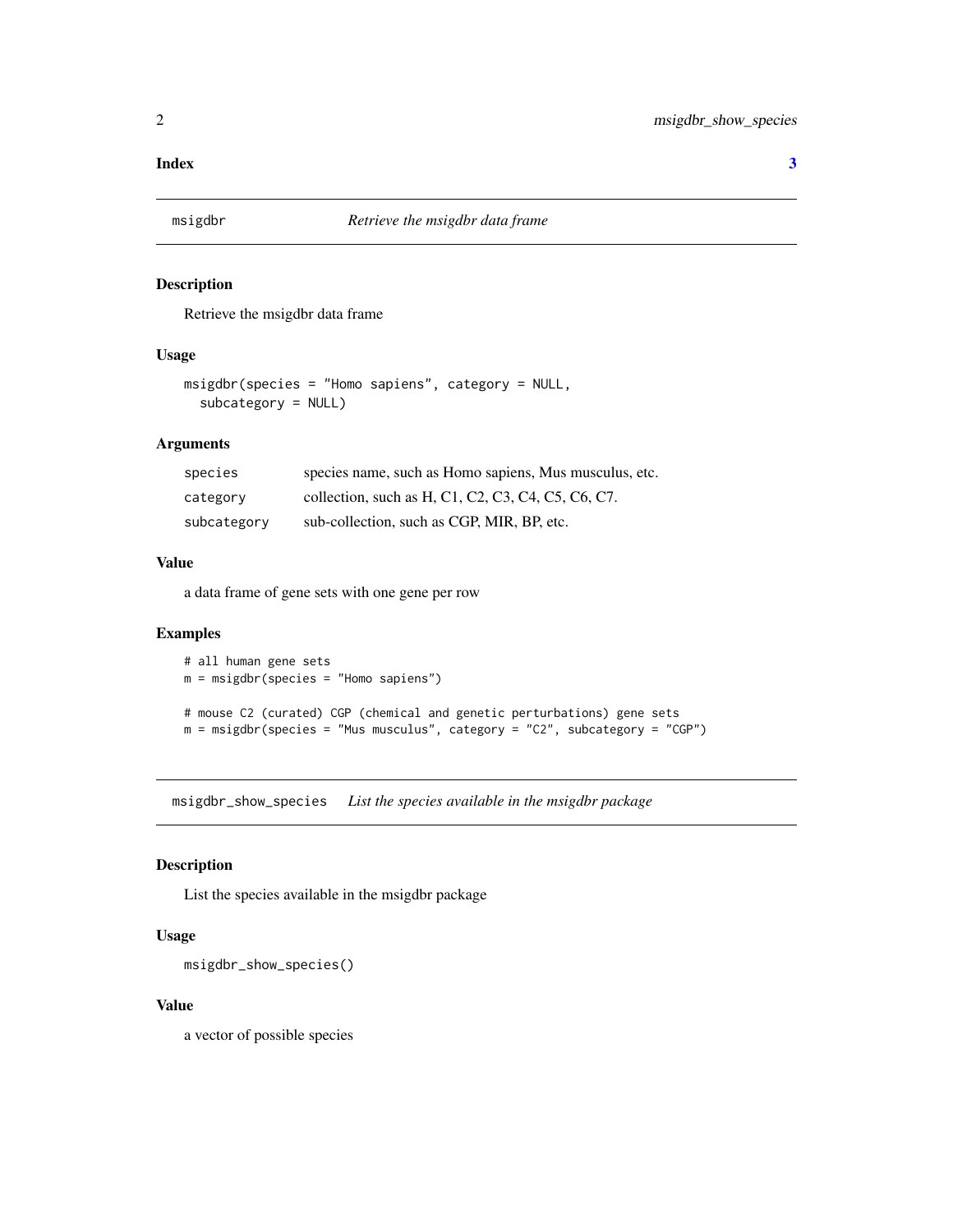**Index** **3**

## msigdbr — *Retrieve the msigdbr data frame*

### Description

Retrieve the msigdbr data frame

### Usage

```
msigdbr(species = "Homo sapiens", category = NULL,
  subcategory = NULL)
```

### Arguments

| | |
|---|---|
| `species` | species name, such as Homo sapiens, Mus musculus, etc. |
| `category` | collection, such as H, C1, C2, C3, C4, C5, C6, C7. |
| `subcategory` | sub-collection, such as CGP, MIR, BP, etc. |

### Value

a data frame of gene sets with one gene per row

### Examples

```
# all human gene sets
m = msigdbr(species = "Homo sapiens")

# mouse C2 (curated) CGP (chemical and genetic perturbations) gene sets
m = msigdbr(species = "Mus musculus", category = "C2", subcategory = "CGP")
```

## msigdbr_show_species — *List the species available in the msigdbr package*

### Description

List the species available in the msigdbr package

### Usage

```
msigdbr_show_species()
```

### Value

a vector of possible species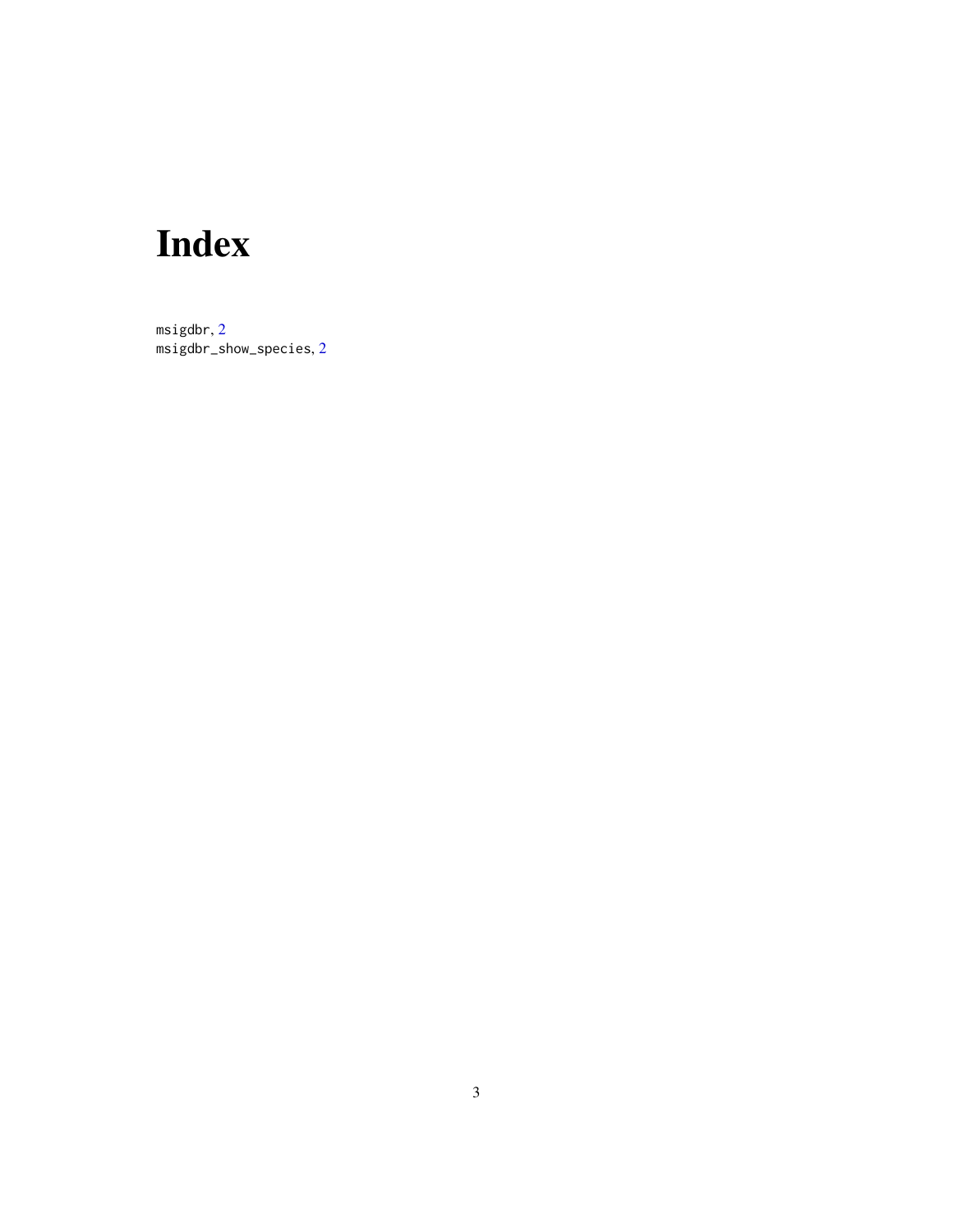# Index

msigdbr, 2
msigdbr_show_species, 2